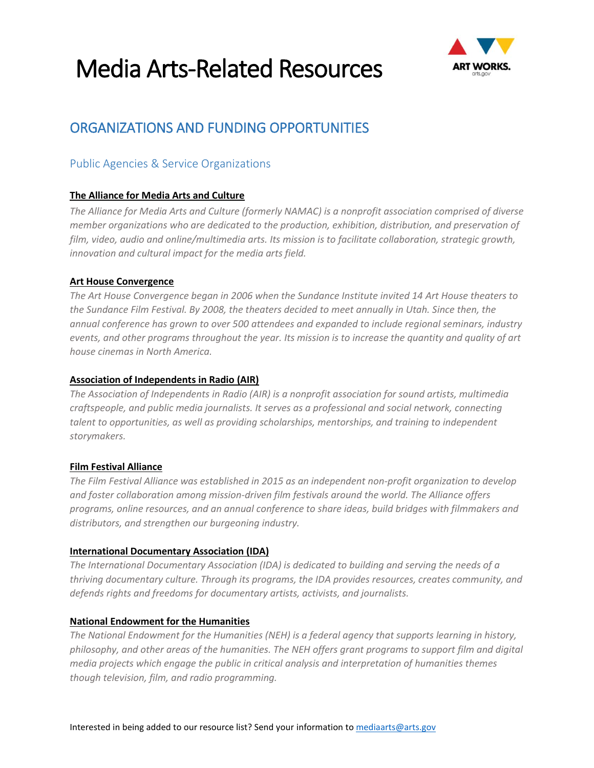# Media Arts-Related Resources

## ORGANIZATIONS AND FUNDING OPPORTUNITIES

### Public Agencies & Service Organizations

**The Alliance for Media Arts and Culture**

*The Alliance for Media Arts and Culture (formerly NAMAC) is a nonprofit association comprised of diverse member organizations who are dedicated to the production, exhibition, distribution, and preservation of film, video, audio and online/multimedia arts. Its mission is to facilitate collaboration, strategic growth, innovation and cultural impact for the media arts field.*

**Art House Convergence**

*The Art House Convergence began in 2006 when the Sundance Institute invited 14 Art House theaters to the Sundance Film Festival. By 2008, the theaters decided to meet annually in Utah. Since then, the annual conference has grown to over 500 attendees and expanded to include regional seminars, industry events, and other programs throughout the year. Its mission is to increase the quantity and quality of art house cinemas in North America.*

**Association of Independents in Radio (AIR)**

*The Association of Independents in Radio (AIR) is a nonprofit association for sound artists, multimedia craftspeople, and public media journalists. It serves as a professional and social network, connecting talent to opportunities, as well as providing scholarships, mentorships, and training to independent storymakers.*

**Film Festival Alliance**

*The Film Festival Alliance was established in 2015 as an independent non-profit organization to develop and foster collaboration among mission-driven film festivals around the world. The Alliance offers programs, online resources, and an annual conference to share ideas, build bridges with filmmakers and distributors, and strengthen our burgeoning industry.*

**International Documentary Association (IDA)**

*The International Documentary Association (IDA) is dedicated to building and serving the needs of a thriving documentary culture. Through its programs, the IDA provides resources, creates community, and defends rights and freedoms for documentary artists, activists, and journalists.*

**National Endowment for the Humanities**

*The National Endowment for the Humanities (NEH) is a federal agency that supports learning in history, philosophy, and other areas of the humanities. The NEH offers grant programs to support film and digital media projects which engage the public in critical analysis and interpretation of humanities themes though television, film, and radio programming.*

Interested in being added to our resource list? Send your information to mediaarts@arts.gov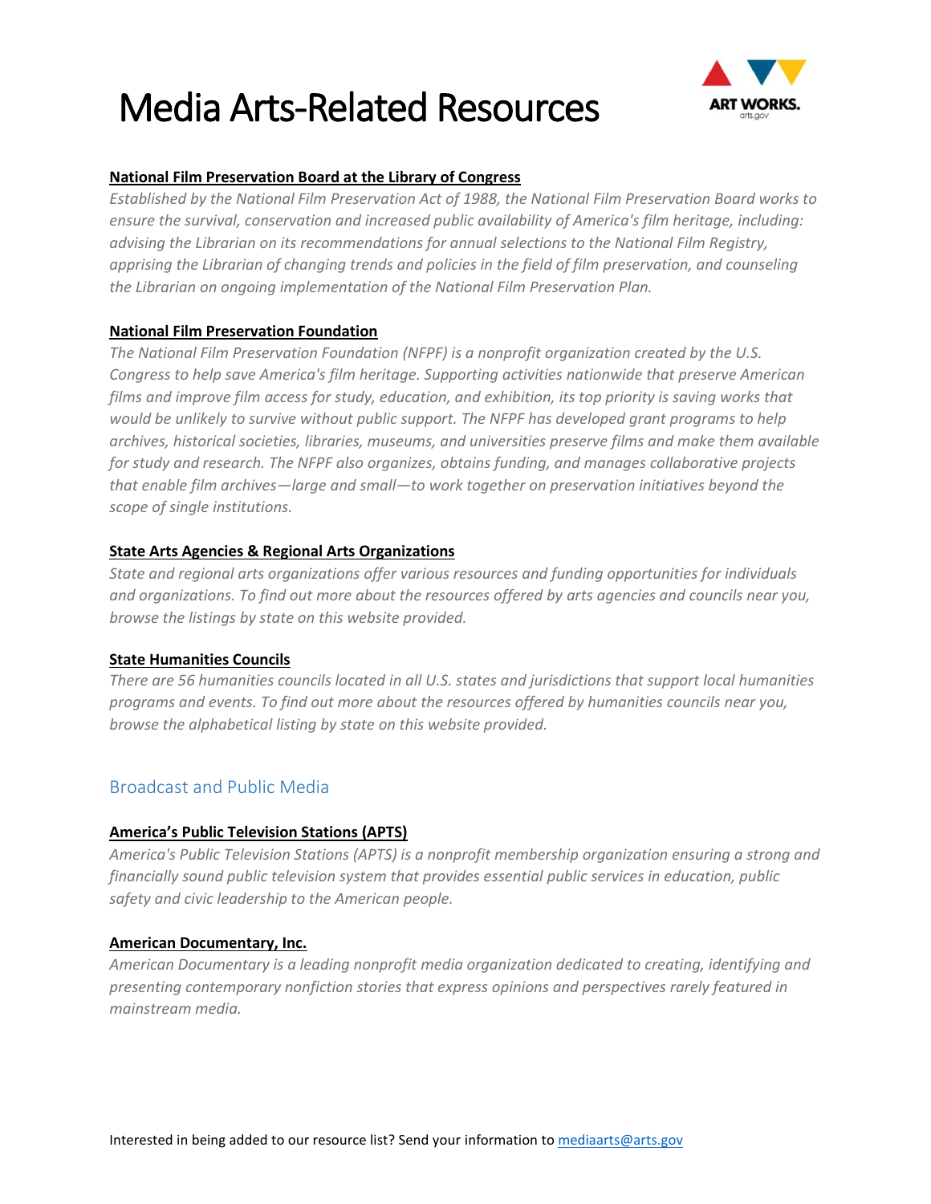# Media Arts-Related Resources

**National Film Preservation Board at the Library of Congress**

*Established by the National Film Preservation Act of 1988, the National Film Preservation Board works to ensure the survival, conservation and increased public availability of America's film heritage, including: advising the Librarian on its recommendations for annual selections to the National Film Registry, apprising the Librarian of changing trends and policies in the field of film preservation, and counseling the Librarian on ongoing implementation of the National Film Preservation Plan.*

**National Film Preservation Foundation**

*The National Film Preservation Foundation (NFPF) is a nonprofit organization created by the U.S. Congress to help save America's film heritage. Supporting activities nationwide that preserve American films and improve film access for study, education, and exhibition, its top priority is saving works that would be unlikely to survive without public support. The NFPF has developed grant programs to help archives, historical societies, libraries, museums, and universities preserve films and make them available for study and research. The NFPF also organizes, obtains funding, and manages collaborative projects that enable film archives—large and small—to work together on preservation initiatives beyond the scope of single institutions.*

**State Arts Agencies & Regional Arts Organizations**

*State and regional arts organizations offer various resources and funding opportunities for individuals and organizations. To find out more about the resources offered by arts agencies and councils near you, browse the listings by state on this website provided.*

**State Humanities Councils**

*There are 56 humanities councils located in all U.S. states and jurisdictions that support local humanities programs and events. To find out more about the resources offered by humanities councils near you, browse the alphabetical listing by state on this website provided.*

## Broadcast and Public Media

**America's Public Television Stations (APTS)**

*America's Public Television Stations (APTS) is a nonprofit membership organization ensuring a strong and financially sound public television system that provides essential public services in education, public safety and civic leadership to the American people.*

**American Documentary, Inc.**

*American Documentary is a leading nonprofit media organization dedicated to creating, identifying and presenting contemporary nonfiction stories that express opinions and perspectives rarely featured in mainstream media.*

Interested in being added to our resource list? Send your information to mediaarts@arts.gov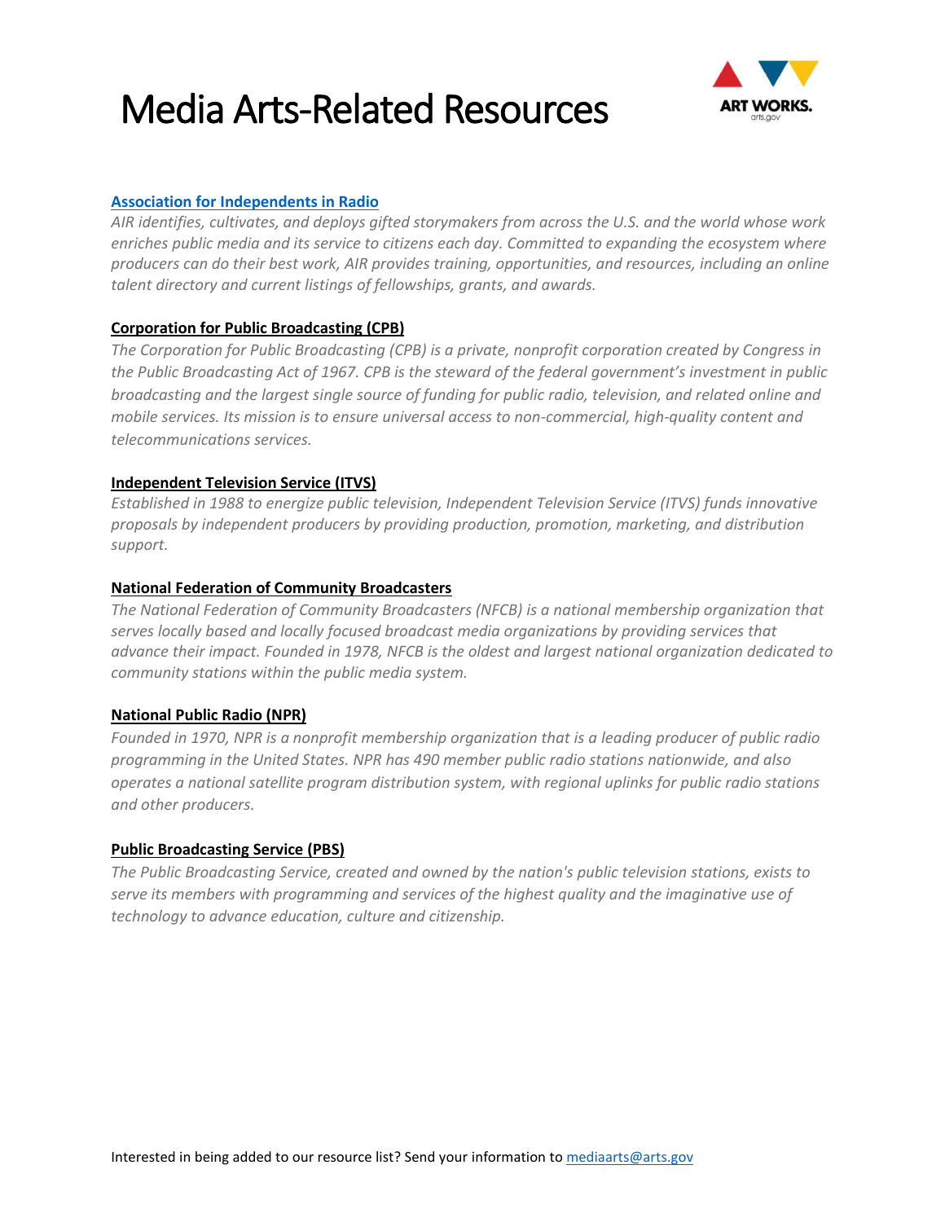# Media Arts-Related Resources

**Association for Independents in Radio**

*AIR identifies, cultivates, and deploys gifted storymakers from across the U.S. and the world whose work enriches public media and its service to citizens each day. Committed to expanding the ecosystem where producers can do their best work, AIR provides training, opportunities, and resources, including an online talent directory and current listings of fellowships, grants, and awards.*

**Corporation for Public Broadcasting (CPB)**

*The Corporation for Public Broadcasting (CPB) is a private, nonprofit corporation created by Congress in the Public Broadcasting Act of 1967. CPB is the steward of the federal government's investment in public broadcasting and the largest single source of funding for public radio, television, and related online and mobile services. Its mission is to ensure universal access to non-commercial, high-quality content and telecommunications services.*

**Independent Television Service (ITVS)**

*Established in 1988 to energize public television, Independent Television Service (ITVS) funds innovative proposals by independent producers by providing production, promotion, marketing, and distribution support.*

**National Federation of Community Broadcasters**

*The National Federation of Community Broadcasters (NFCB) is a national membership organization that serves locally based and locally focused broadcast media organizations by providing services that advance their impact. Founded in 1978, NFCB is the oldest and largest national organization dedicated to community stations within the public media system.*

**National Public Radio (NPR)**

*Founded in 1970, NPR is a nonprofit membership organization that is a leading producer of public radio programming in the United States. NPR has 490 member public radio stations nationwide, and also operates a national satellite program distribution system, with regional uplinks for public radio stations and other producers.*

**Public Broadcasting Service (PBS)**

*The Public Broadcasting Service, created and owned by the nation's public television stations, exists to serve its members with programming and services of the highest quality and the imaginative use of technology to advance education, culture and citizenship.*

Interested in being added to our resource list? Send your information to mediaarts@arts.gov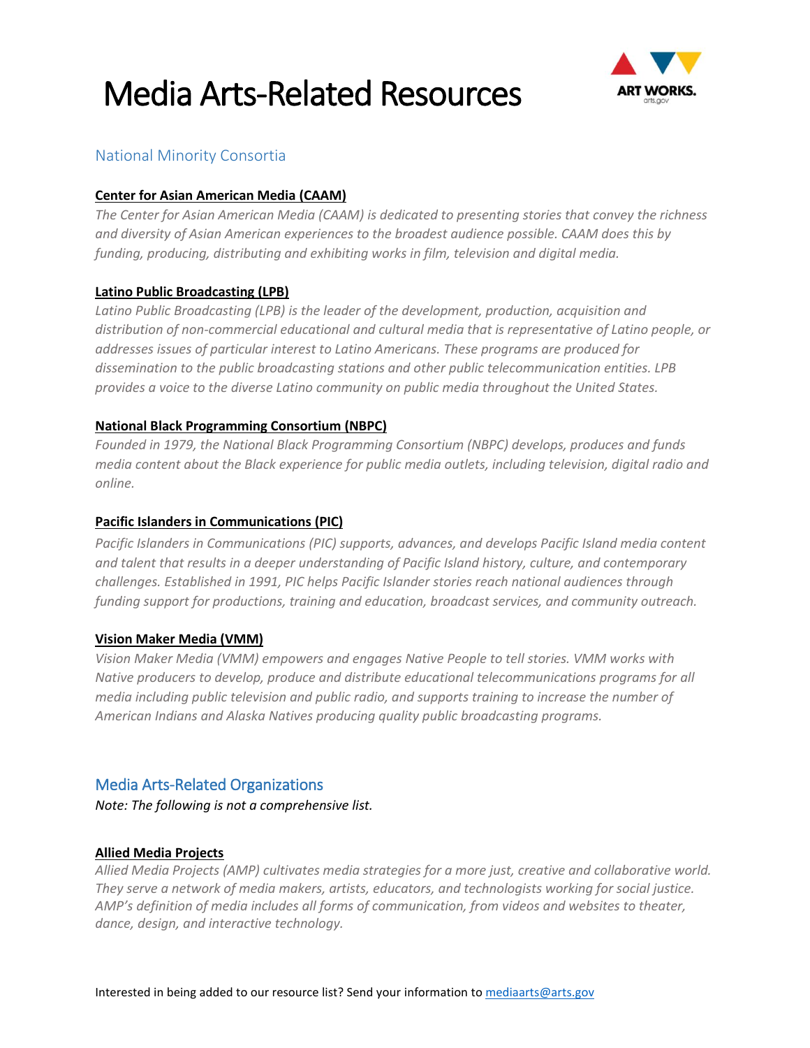# Media Arts-Related Resources

## National Minority Consortia

**Center for Asian American Media (CAAM)**

*The Center for Asian American Media (CAAM) is dedicated to presenting stories that convey the richness and diversity of Asian American experiences to the broadest audience possible. CAAM does this by funding, producing, distributing and exhibiting works in film, television and digital media.*

**Latino Public Broadcasting (LPB)**

*Latino Public Broadcasting (LPB) is the leader of the development, production, acquisition and distribution of non-commercial educational and cultural media that is representative of Latino people, or addresses issues of particular interest to Latino Americans. These programs are produced for dissemination to the public broadcasting stations and other public telecommunication entities. LPB provides a voice to the diverse Latino community on public media throughout the United States.*

**National Black Programming Consortium (NBPC)**

*Founded in 1979, the National Black Programming Consortium (NBPC) develops, produces and funds media content about the Black experience for public media outlets, including television, digital radio and online.*

**Pacific Islanders in Communications (PIC)**

*Pacific Islanders in Communications (PIC) supports, advances, and develops Pacific Island media content and talent that results in a deeper understanding of Pacific Island history, culture, and contemporary challenges. Established in 1991, PIC helps Pacific Islander stories reach national audiences through funding support for productions, training and education, broadcast services, and community outreach.*

**Vision Maker Media (VMM)**

*Vision Maker Media (VMM) empowers and engages Native People to tell stories. VMM works with Native producers to develop, produce and distribute educational telecommunications programs for all media including public television and public radio, and supports training to increase the number of American Indians and Alaska Natives producing quality public broadcasting programs.*

## Media Arts-Related Organizations

*Note: The following is not a comprehensive list.*

**Allied Media Projects**

*Allied Media Projects (AMP) cultivates media strategies for a more just, creative and collaborative world. They serve a network of media makers, artists, educators, and technologists working for social justice. AMP's definition of media includes all forms of communication, from videos and websites to theater, dance, design, and interactive technology.*

Interested in being added to our resource list? Send your information to mediaarts@arts.gov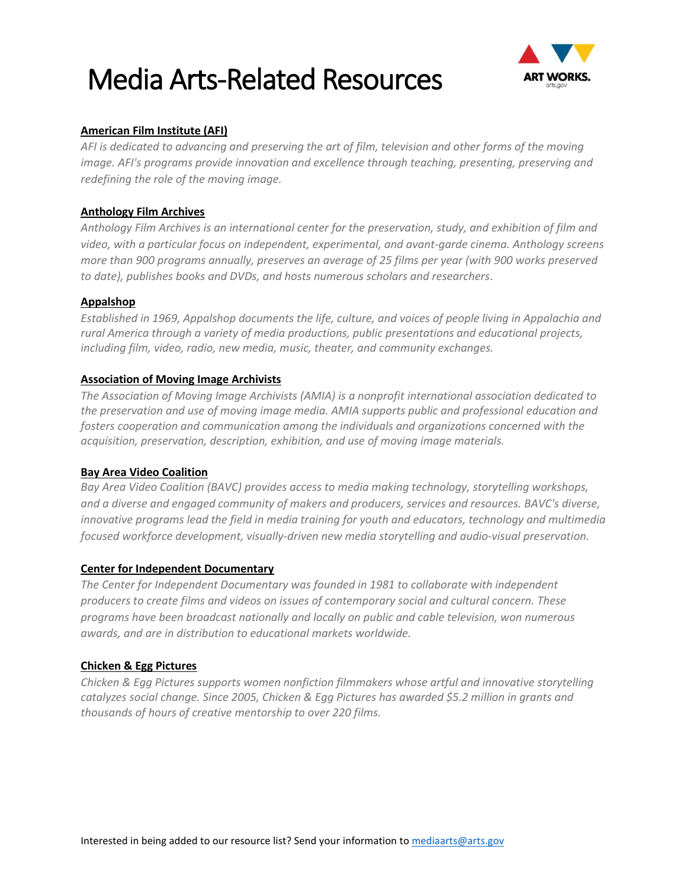# Media Arts-Related Resources

**American Film Institute (AFI)**

*AFI is dedicated to advancing and preserving the art of film, television and other forms of the moving image. AFI's programs provide innovation and excellence through teaching, presenting, preserving and redefining the role of the moving image.*

**Anthology Film Archives**

*Anthology Film Archives is an international center for the preservation, study, and exhibition of film and video, with a particular focus on independent, experimental, and avant-garde cinema. Anthology screens more than 900 programs annually, preserves an average of 25 films per year (with 900 works preserved to date), publishes books and DVDs, and hosts numerous scholars and researchers.*

**Appalshop**

*Established in 1969, Appalshop documents the life, culture, and voices of people living in Appalachia and rural America through a variety of media productions, public presentations and educational projects, including film, video, radio, new media, music, theater, and community exchanges.*

**Association of Moving Image Archivists**

*The Association of Moving Image Archivists (AMIA) is a nonprofit international association dedicated to the preservation and use of moving image media. AMIA supports public and professional education and fosters cooperation and communication among the individuals and organizations concerned with the acquisition, preservation, description, exhibition, and use of moving image materials.*

**Bay Area Video Coalition**

*Bay Area Video Coalition (BAVC) provides access to media making technology, storytelling workshops, and a diverse and engaged community of makers and producers, services and resources. BAVC's diverse, innovative programs lead the field in media training for youth and educators, technology and multimedia focused workforce development, visually-driven new media storytelling and audio-visual preservation.*

**Center for Independent Documentary**

*The Center for Independent Documentary was founded in 1981 to collaborate with independent producers to create films and videos on issues of contemporary social and cultural concern. These programs have been broadcast nationally and locally on public and cable television, won numerous awards, and are in distribution to educational markets worldwide.*

**Chicken & Egg Pictures**

*Chicken & Egg Pictures supports women nonfiction filmmakers whose artful and innovative storytelling catalyzes social change. Since 2005, Chicken & Egg Pictures has awarded $5.2 million in grants and thousands of hours of creative mentorship to over 220 films.*

Interested in being added to our resource list? Send your information to mediaarts@arts.gov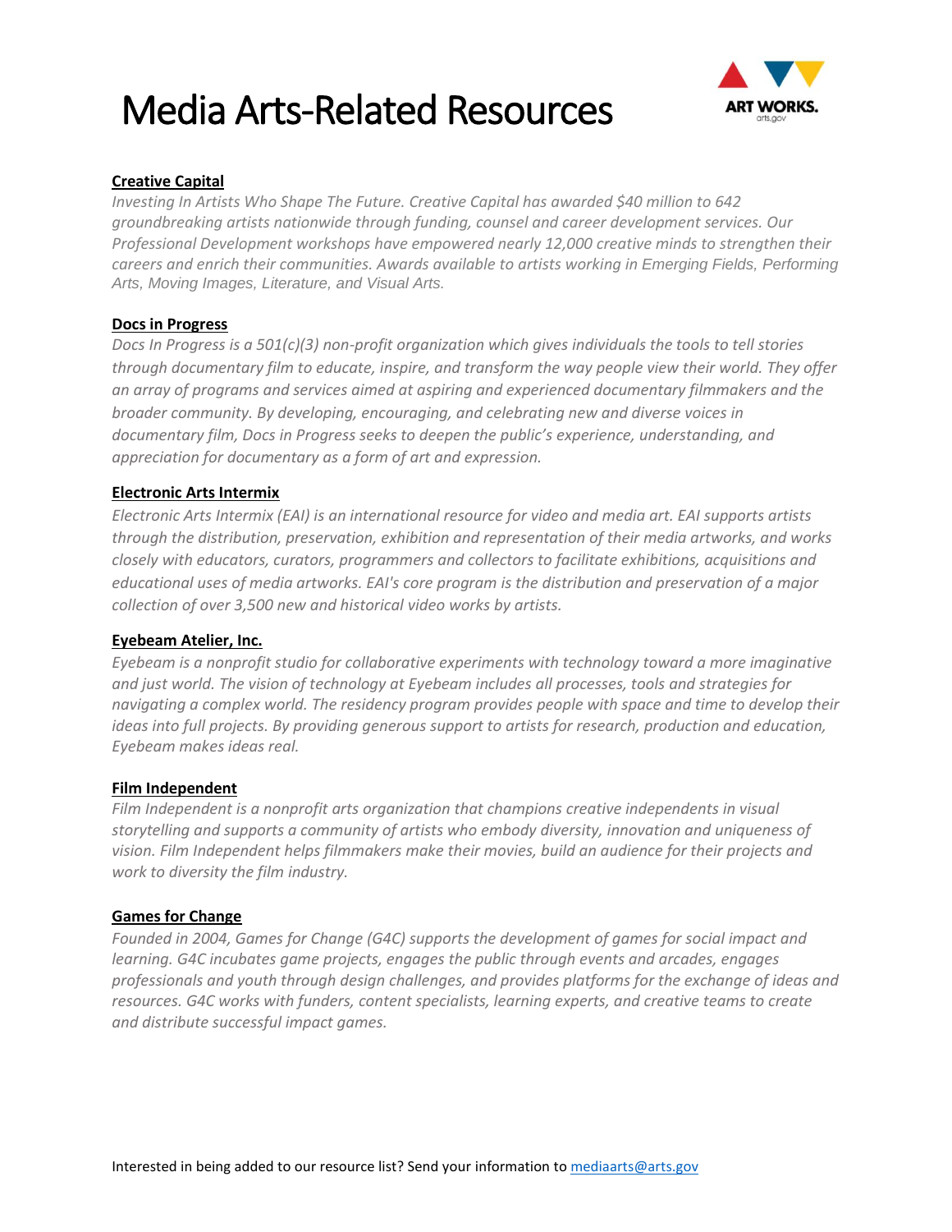# Media Arts-Related Resources

**Creative Capital**

*Investing In Artists Who Shape The Future. Creative Capital has awarded $40 million to 642 groundbreaking artists nationwide through funding, counsel and career development services. Our Professional Development workshops have empowered nearly 12,000 creative minds to strengthen their careers and enrich their communities. Awards available to artists working in Emerging Fields, Performing Arts, Moving Images, Literature, and Visual Arts.*

**Docs in Progress**

*Docs In Progress is a 501(c)(3) non-profit organization which gives individuals the tools to tell stories through documentary film to educate, inspire, and transform the way people view their world. They offer an array of programs and services aimed at aspiring and experienced documentary filmmakers and the broader community. By developing, encouraging, and celebrating new and diverse voices in documentary film, Docs in Progress seeks to deepen the public's experience, understanding, and appreciation for documentary as a form of art and expression.*

**Electronic Arts Intermix**

*Electronic Arts Intermix (EAI) is an international resource for video and media art. EAI supports artists through the distribution, preservation, exhibition and representation of their media artworks, and works closely with educators, curators, programmers and collectors to facilitate exhibitions, acquisitions and educational uses of media artworks. EAI's core program is the distribution and preservation of a major collection of over 3,500 new and historical video works by artists.*

**Eyebeam Atelier, Inc.**

*Eyebeam is a nonprofit studio for collaborative experiments with technology toward a more imaginative and just world. The vision of technology at Eyebeam includes all processes, tools and strategies for navigating a complex world. The residency program provides people with space and time to develop their ideas into full projects. By providing generous support to artists for research, production and education, Eyebeam makes ideas real.*

**Film Independent**

*Film Independent is a nonprofit arts organization that champions creative independents in visual storytelling and supports a community of artists who embody diversity, innovation and uniqueness of vision. Film Independent helps filmmakers make their movies, build an audience for their projects and work to diversity the film industry.*

**Games for Change**

*Founded in 2004, Games for Change (G4C) supports the development of games for social impact and learning. G4C incubates game projects, engages the public through events and arcades, engages professionals and youth through design challenges, and provides platforms for the exchange of ideas and resources. G4C works with funders, content specialists, learning experts, and creative teams to create and distribute successful impact games.*

Interested in being added to our resource list? Send your information to mediaarts@arts.gov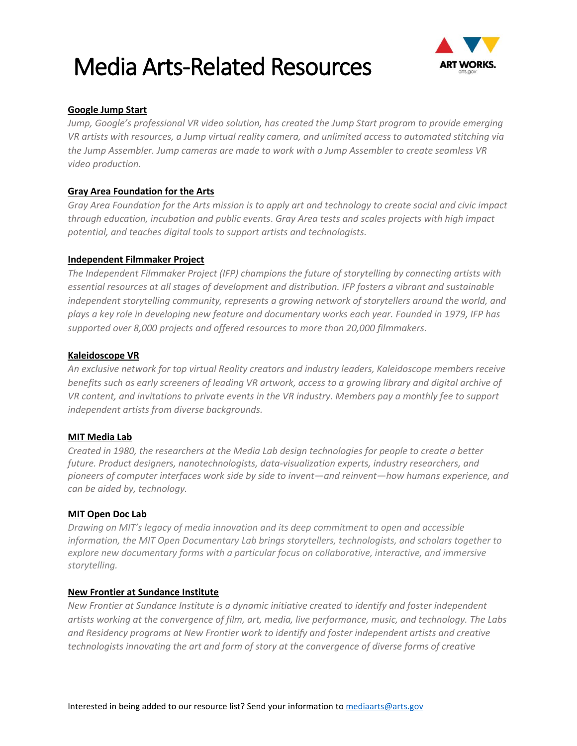# Media Arts-Related Resources

**Google Jump Start**

*Jump, Google's professional VR video solution, has created the Jump Start program to provide emerging VR artists with resources, a Jump virtual reality camera, and unlimited access to automated stitching via the Jump Assembler. Jump cameras are made to work with a Jump Assembler to create seamless VR video production.*

**Gray Area Foundation for the Arts**

*Gray Area Foundation for the Arts mission is to apply art and technology to create social and civic impact through education, incubation and public events. Gray Area tests and scales projects with high impact potential, and teaches digital tools to support artists and technologists.*

**Independent Filmmaker Project**

*The Independent Filmmaker Project (IFP) champions the future of storytelling by connecting artists with essential resources at all stages of development and distribution. IFP fosters a vibrant and sustainable independent storytelling community, represents a growing network of storytellers around the world, and plays a key role in developing new feature and documentary works each year. Founded in 1979, IFP has supported over 8,000 projects and offered resources to more than 20,000 filmmakers.*

**Kaleidoscope VR**

*An exclusive network for top virtual Reality creators and industry leaders, Kaleidoscope members receive benefits such as early screeners of leading VR artwork, access to a growing library and digital archive of VR content, and invitations to private events in the VR industry. Members pay a monthly fee to support independent artists from diverse backgrounds.*

**MIT Media Lab**

*Created in 1980, the researchers at the Media Lab design technologies for people to create a better future. Product designers, nanotechnologists, data-visualization experts, industry researchers, and pioneers of computer interfaces work side by side to invent—and reinvent—how humans experience, and can be aided by, technology.*

**MIT Open Doc Lab**

*Drawing on MIT's legacy of media innovation and its deep commitment to open and accessible information, the MIT Open Documentary Lab brings storytellers, technologists, and scholars together to explore new documentary forms with a particular focus on collaborative, interactive, and immersive storytelling.*

**New Frontier at Sundance Institute**

*New Frontier at Sundance Institute is a dynamic initiative created to identify and foster independent artists working at the convergence of film, art, media, live performance, music, and technology. The Labs and Residency programs at New Frontier work to identify and foster independent artists and creative technologists innovating the art and form of story at the convergence of diverse forms of creative*

Interested in being added to our resource list? Send your information to mediaarts@arts.gov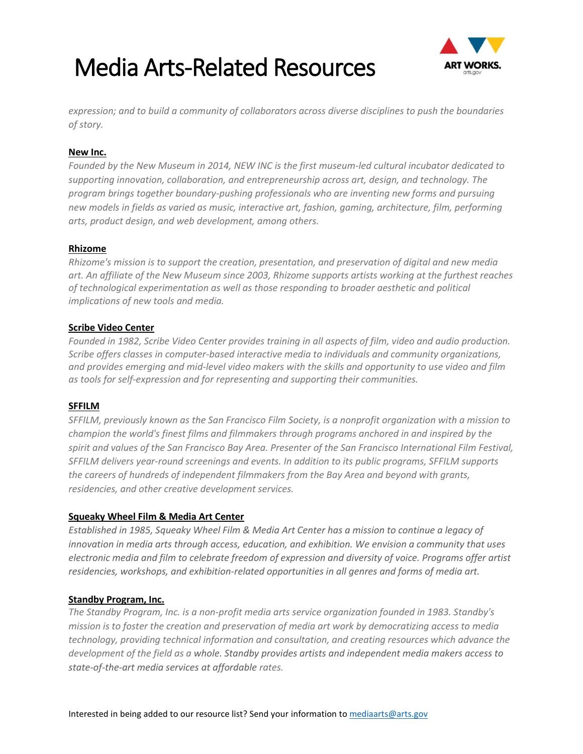*expression; and to build a community of collaborators across diverse disciplines to push the boundaries of story.*

**New Inc.**

*Founded by the New Museum in 2014, NEW INC is the first museum-led cultural incubator dedicated to supporting innovation, collaboration, and entrepreneurship across art, design, and technology. The program brings together boundary-pushing professionals who are inventing new forms and pursuing new models in fields as varied as music, interactive art, fashion, gaming, architecture, film, performing arts, product design, and web development, among others.*

**Rhizome**

*Rhizome's mission is to support the creation, presentation, and preservation of digital and new media art. An affiliate of the New Museum since 2003, Rhizome supports artists working at the furthest reaches of technological experimentation as well as those responding to broader aesthetic and political implications of new tools and media.*

**Scribe Video Center**

*Founded in 1982, Scribe Video Center provides training in all aspects of film, video and audio production. Scribe offers classes in computer-based interactive media to individuals and community organizations, and provides emerging and mid-level video makers with the skills and opportunity to use video and film as tools for self-expression and for representing and supporting their communities.*

**SFFILM**

*SFFILM, previously known as the San Francisco Film Society, is a nonprofit organization with a mission to champion the world's finest films and filmmakers through programs anchored in and inspired by the spirit and values of the San Francisco Bay Area. Presenter of the San Francisco International Film Festival, SFFILM delivers year-round screenings and events. In addition to its public programs, SFFILM supports the careers of hundreds of independent filmmakers from the Bay Area and beyond with grants, residencies, and other creative development services.*

**Squeaky Wheel Film & Media Art Center**

*Established in 1985, Squeaky Wheel Film & Media Art Center has a mission to continue a legacy of innovation in media arts through access, education, and exhibition. We envision a community that uses electronic media and film to celebrate freedom of expression and diversity of voice. Programs offer artist residencies, workshops, and exhibition-related opportunities in all genres and forms of media art.*

**Standby Program, Inc.**

*The Standby Program, Inc. is a non-profit media arts service organization founded in 1983. Standby's mission is to foster the creation and preservation of media art work by democratizing access to media technology, providing technical information and consultation, and creating resources which advance the development of the field as a whole. Standby provides artists and independent media makers access to state-of-the-art media services at affordable rates.*

Interested in being added to our resource list? Send your information to mediaarts@arts.gov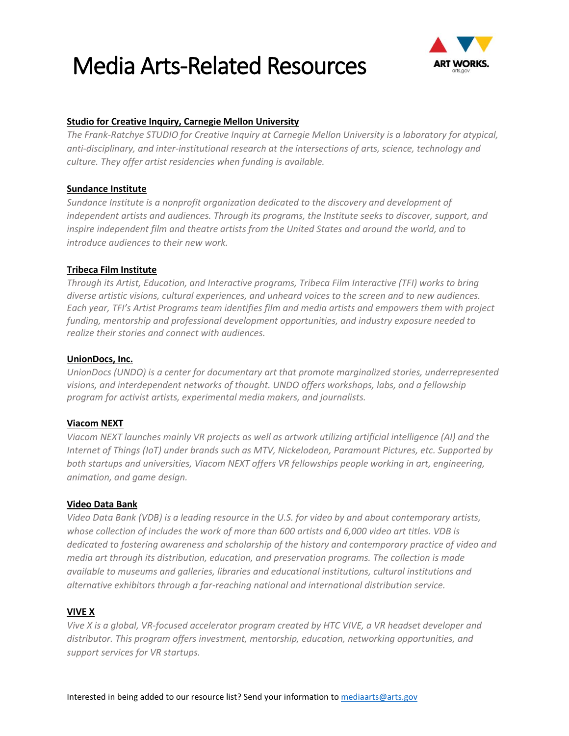# Media Arts-Related Resources

**Studio for Creative Inquiry, Carnegie Mellon University**

*The Frank-Ratchye STUDIO for Creative Inquiry at Carnegie Mellon University is a laboratory for atypical, anti-disciplinary, and inter-institutional research at the intersections of arts, science, technology and culture. They offer artist residencies when funding is available.*

**Sundance Institute**

*Sundance Institute is a nonprofit organization dedicated to the discovery and development of independent artists and audiences. Through its programs, the Institute seeks to discover, support, and inspire independent film and theatre artists from the United States and around the world, and to introduce audiences to their new work.*

**Tribeca Film Institute**

*Through its Artist, Education, and Interactive programs, Tribeca Film Interactive (TFI) works to bring diverse artistic visions, cultural experiences, and unheard voices to the screen and to new audiences. Each year, TFI's Artist Programs team identifies film and media artists and empowers them with project funding, mentorship and professional development opportunities, and industry exposure needed to realize their stories and connect with audiences.*

**UnionDocs, Inc.**

*UnionDocs (UNDO) is a center for documentary art that promote marginalized stories, underrepresented visions, and interdependent networks of thought. UNDO offers workshops, labs, and a fellowship program for activist artists, experimental media makers, and journalists.*

**Viacom NEXT**

*Viacom NEXT launches mainly VR projects as well as artwork utilizing artificial intelligence (AI) and the Internet of Things (IoT) under brands such as MTV, Nickelodeon, Paramount Pictures, etc. Supported by both startups and universities, Viacom NEXT offers VR fellowships people working in art, engineering, animation, and game design.*

**Video Data Bank**

*Video Data Bank (VDB) is a leading resource in the U.S. for video by and about contemporary artists, whose collection of includes the work of more than 600 artists and 6,000 video art titles. VDB is dedicated to fostering awareness and scholarship of the history and contemporary practice of video and media art through its distribution, education, and preservation programs. The collection is made available to museums and galleries, libraries and educational institutions, cultural institutions and alternative exhibitors through a far-reaching national and international distribution service.*

**VIVE X**

*Vive X is a global, VR-focused accelerator program created by HTC VIVE, a VR headset developer and distributor. This program offers investment, mentorship, education, networking opportunities, and support services for VR startups.*

Interested in being added to our resource list? Send your information to mediaarts@arts.gov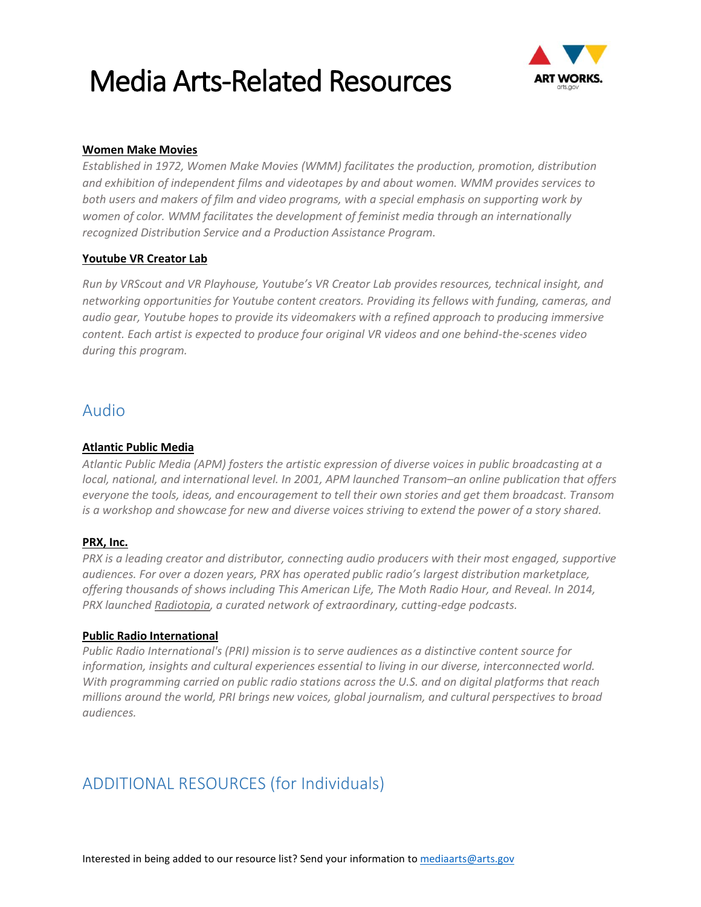# Media Arts-Related Resources

**Women Make Movies**

*Established in 1972, Women Make Movies (WMM) facilitates the production, promotion, distribution and exhibition of independent films and videotapes by and about women. WMM provides services to both users and makers of film and video programs, with a special emphasis on supporting work by women of color. WMM facilitates the development of feminist media through an internationally recognized Distribution Service and a Production Assistance Program.*

**Youtube VR Creator Lab**

*Run by VRScout and VR Playhouse, Youtube's VR Creator Lab provides resources, technical insight, and networking opportunities for Youtube content creators. Providing its fellows with funding, cameras, and audio gear, Youtube hopes to provide its videomakers with a refined approach to producing immersive content. Each artist is expected to produce four original VR videos and one behind-the-scenes video during this program.*

## Audio

**Atlantic Public Media**

*Atlantic Public Media (APM) fosters the artistic expression of diverse voices in public broadcasting at a local, national, and international level. In 2001, APM launched Transom–an online publication that offers everyone the tools, ideas, and encouragement to tell their own stories and get them broadcast. Transom is a workshop and showcase for new and diverse voices striving to extend the power of a story shared.*

**PRX, Inc.**

*PRX is a leading creator and distributor, connecting audio producers with their most engaged, supportive audiences. For over a dozen years, PRX has operated public radio's largest distribution marketplace, offering thousands of shows including This American Life, The Moth Radio Hour, and Reveal. In 2014, PRX launched Radiotopia, a curated network of extraordinary, cutting-edge podcasts.*

**Public Radio International**

*Public Radio International's (PRI) mission is to serve audiences as a distinctive content source for information, insights and cultural experiences essential to living in our diverse, interconnected world. With programming carried on public radio stations across the U.S. and on digital platforms that reach millions around the world, PRI brings new voices, global journalism, and cultural perspectives to broad audiences.*

## ADDITIONAL RESOURCES (for Individuals)

Interested in being added to our resource list? Send your information to mediaarts@arts.gov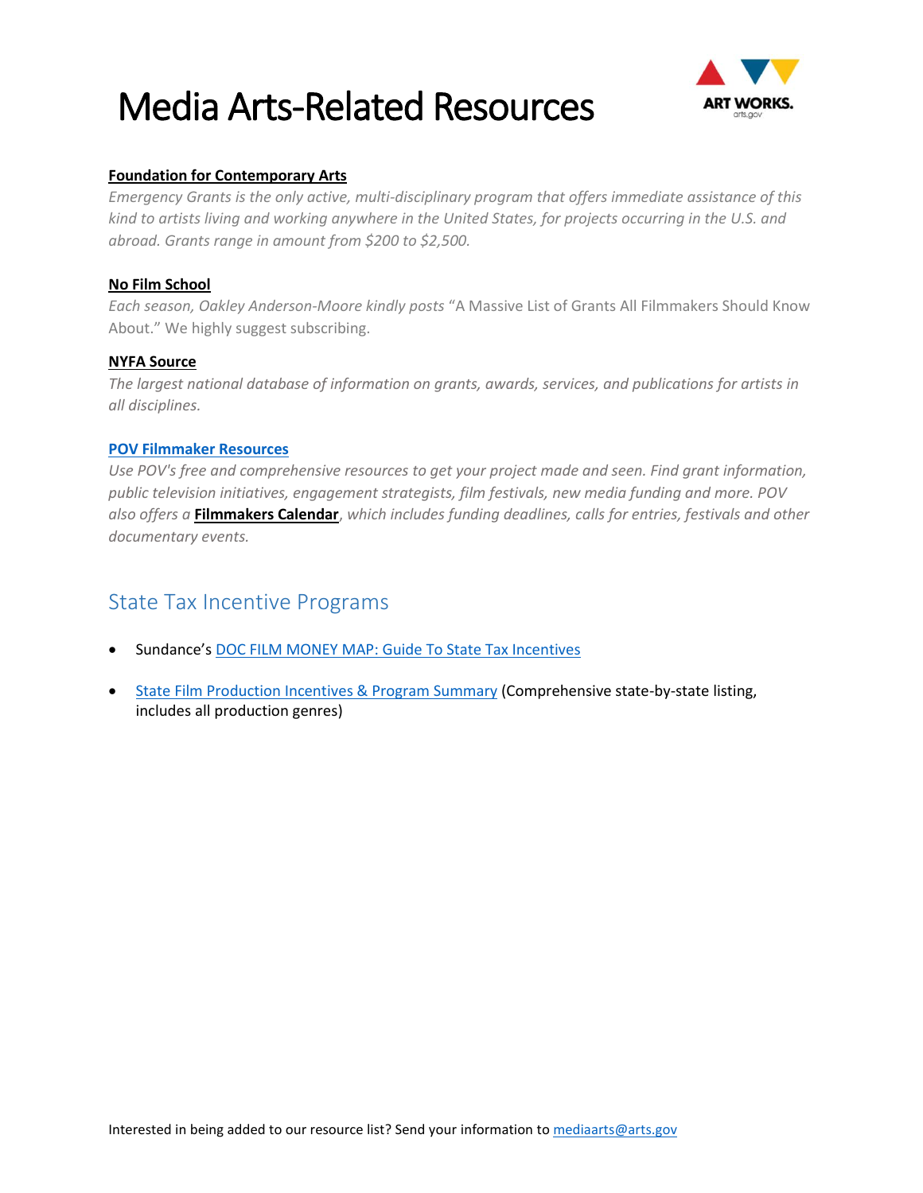# Media Arts-Related Resources

**Foundation for Contemporary Arts**

*Emergency Grants is the only active, multi-disciplinary program that offers immediate assistance of this kind to artists living and working anywhere in the United States, for projects occurring in the U.S. and abroad. Grants range in amount from $200 to $2,500.*

**No Film School**

*Each season, Oakley Anderson-Moore kindly posts* "A Massive List of Grants All Filmmakers Should Know About." We highly suggest subscribing.

**NYFA Source**

*The largest national database of information on grants, awards, services, and publications for artists in all disciplines.*

**POV Filmmaker Resources**

*Use POV's free and comprehensive resources to get your project made and seen. Find grant information, public television initiatives, engagement strategists, film festivals, new media funding and more. POV also offers a* **Filmmakers Calendar***, which includes funding deadlines, calls for entries, festivals and other documentary events.*

## State Tax Incentive Programs

- Sundance's DOC FILM MONEY MAP: Guide To State Tax Incentives
- State Film Production Incentives & Program Summary (Comprehensive state-by-state listing, includes all production genres)

Interested in being added to our resource list? Send your information to mediaarts@arts.gov